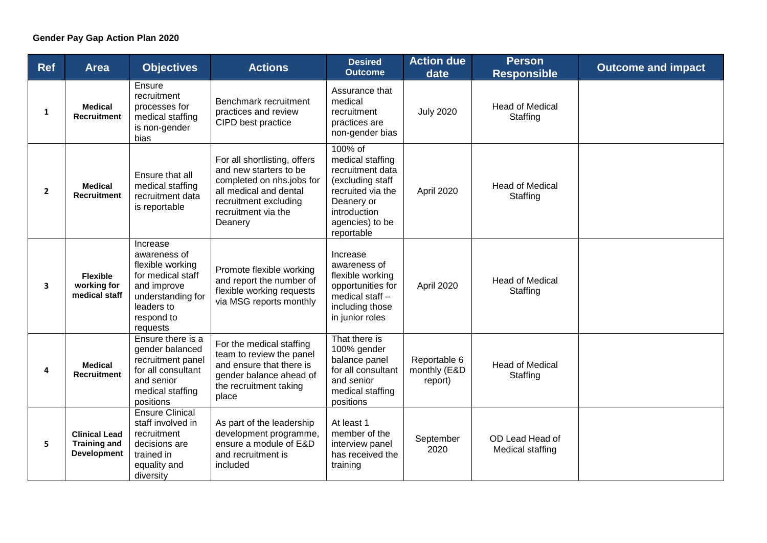**Gender Pay Gap Action Plan 2020**

| Ref | Area | Objectives | Actions | Desired Outcome | Action due date | Person Responsible | Outcome and impact |
|---|---|---|---|---|---|---|---|
| 1 | **Medical Recruitment** | Ensure recruitment processes for medical staffing is non-gender bias | Benchmark recruitment practices and review CIPD best practice | Assurance that medical recruitment practices are non-gender bias | July 2020 | Head of Medical Staffing | |
| 2 | **Medical Recruitment** | Ensure that all medical staffing recruitment data is reportable | For all shortlisting, offers and new starters to be completed on nhs.jobs for all medical and dental recruitment excluding recruitment via the Deanery | 100% of medical staffing recruitment data (excluding staff recruited via the Deanery or introduction agencies) to be reportable | April 2020 | Head of Medical Staffing | |
| 3 | **Flexible working for medical staff** | Increase awareness of flexible working for medical staff and improve understanding for leaders to respond to requests | Promote flexible working and report the number of flexible working requests via MSG reports monthly | Increase awareness of flexible working opportunities for medical staff – including those in junior roles | April 2020 | Head of Medical Staffing | |
| 4 | **Medical Recruitment** | Ensure there is a gender balanced recruitment panel for all consultant and senior medical staffing positions | For the medical staffing team to review the panel and ensure that there is gender balance ahead of the recruitment taking place | That there is 100% gender balance panel for all consultant and senior medical staffing positions | Reportable 6 monthly (E&D report) | Head of Medical Staffing | |
| 5 | **Clinical Lead Training and Development** | Ensure Clinical staff involved in recruitment decisions are trained in equality and diversity | As part of the leadership development programme, ensure a module of E&D and recruitment is included | At least 1 member of the interview panel has received the training | September 2020 | OD Lead Head of Medical staffing | |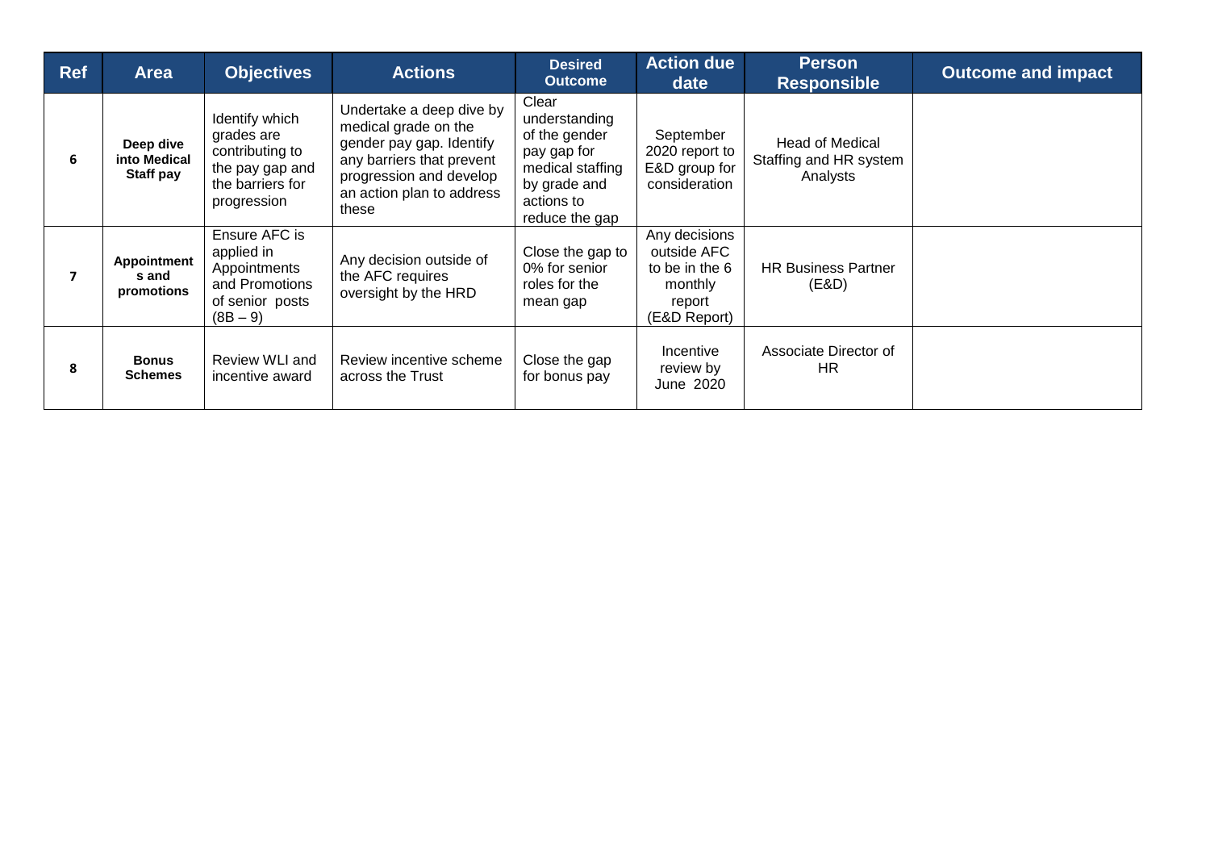| Ref | Area | Objectives | Actions | Desired Outcome | Action due date | Person Responsible | Outcome and impact |
|---|---|---|---|---|---|---|---|
| 6 | **Deep dive into Medical Staff pay** | Identify which grades are contributing to the pay gap and the barriers for progression | Undertake a deep dive by medical grade on the gender pay gap. Identify any barriers that prevent progression and develop an action plan to address these | Clear understanding of the gender pay gap for medical staffing by grade and actions to reduce the gap | September 2020 report to E&D group for consideration | Head of Medical Staffing and HR system Analysts | |
| 7 | **Appointments and promotions** | Ensure AFC is applied in Appointments and Promotions of senior posts (8B – 9) | Any decision outside of the AFC requires oversight by the HRD | Close the gap to 0% for senior roles for the mean gap | Any decisions outside AFC to be in the 6 monthly report (E&D Report) | HR Business Partner (E&D) | |
| 8 | **Bonus Schemes** | Review WLI and incentive award | Review incentive scheme across the Trust | Close the gap for bonus pay | Incentive review by June 2020 | Associate Director of HR | |